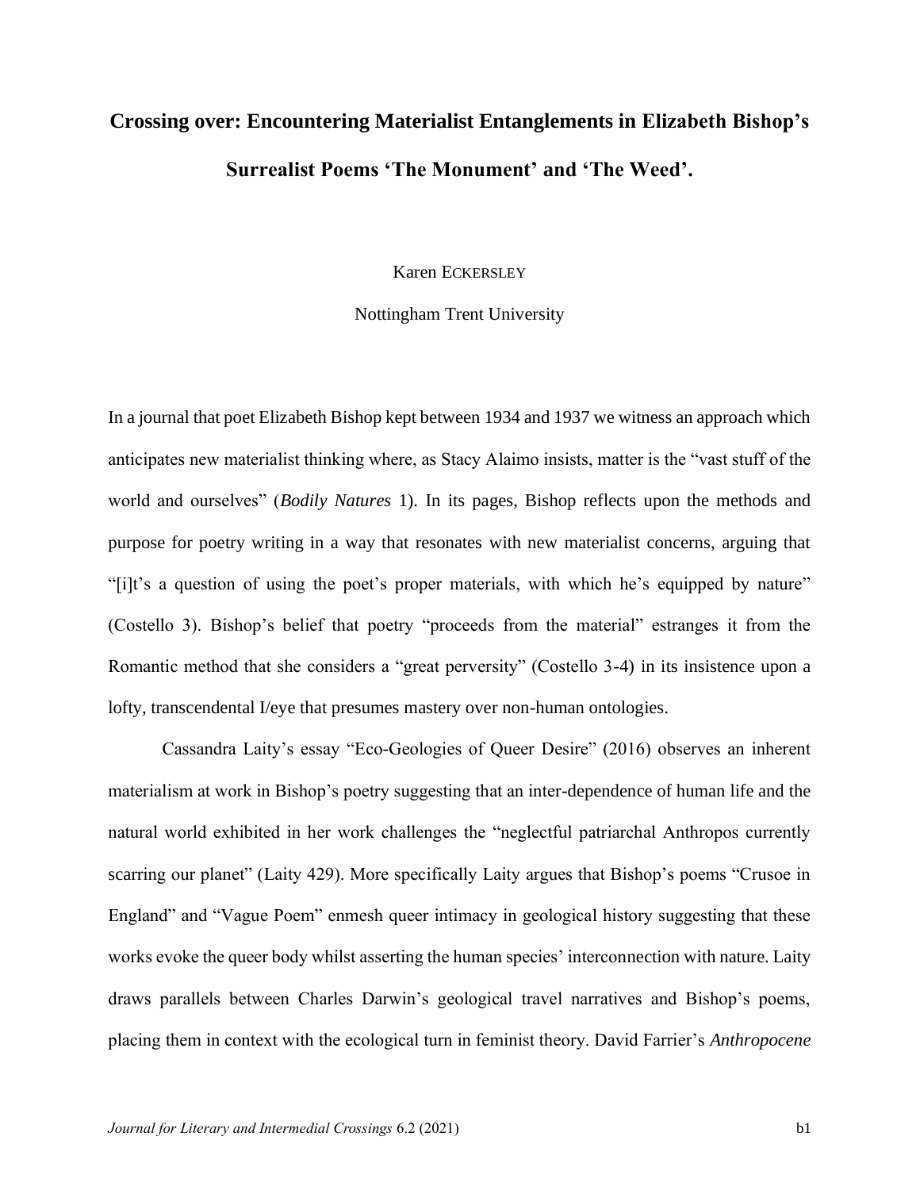# Crossing over: Encountering Materialist Entanglements in Elizabeth Bishop's Surrealist Poems 'The Monument' and 'The Weed'.

Karen ECKERSLEY

Nottingham Trent University

In a journal that poet Elizabeth Bishop kept between 1934 and 1937 we witness an approach which anticipates new materialist thinking where, as Stacy Alaimo insists, matter is the "vast stuff of the world and ourselves" (*Bodily Natures* 1). In its pages, Bishop reflects upon the methods and purpose for poetry writing in a way that resonates with new materialist concerns, arguing that "[i]t's a question of using the poet's proper materials, with which he's equipped by nature" (Costello 3). Bishop's belief that poetry "proceeds from the material" estranges it from the Romantic method that she considers a "great perversity" (Costello 3-4) in its insistence upon a lofty, transcendental I/eye that presumes mastery over non-human ontologies.

Cassandra Laity's essay "Eco-Geologies of Queer Desire" (2016) observes an inherent materialism at work in Bishop's poetry suggesting that an inter-dependence of human life and the natural world exhibited in her work challenges the "neglectful patriarchal Anthropos currently scarring our planet" (Laity 429). More specifically Laity argues that Bishop's poems "Crusoe in England" and "Vague Poem" enmesh queer intimacy in geological history suggesting that these works evoke the queer body whilst asserting the human species' interconnection with nature. Laity draws parallels between Charles Darwin's geological travel narratives and Bishop's poems, placing them in context with the ecological turn in feminist theory. David Farrier's *Anthropocene*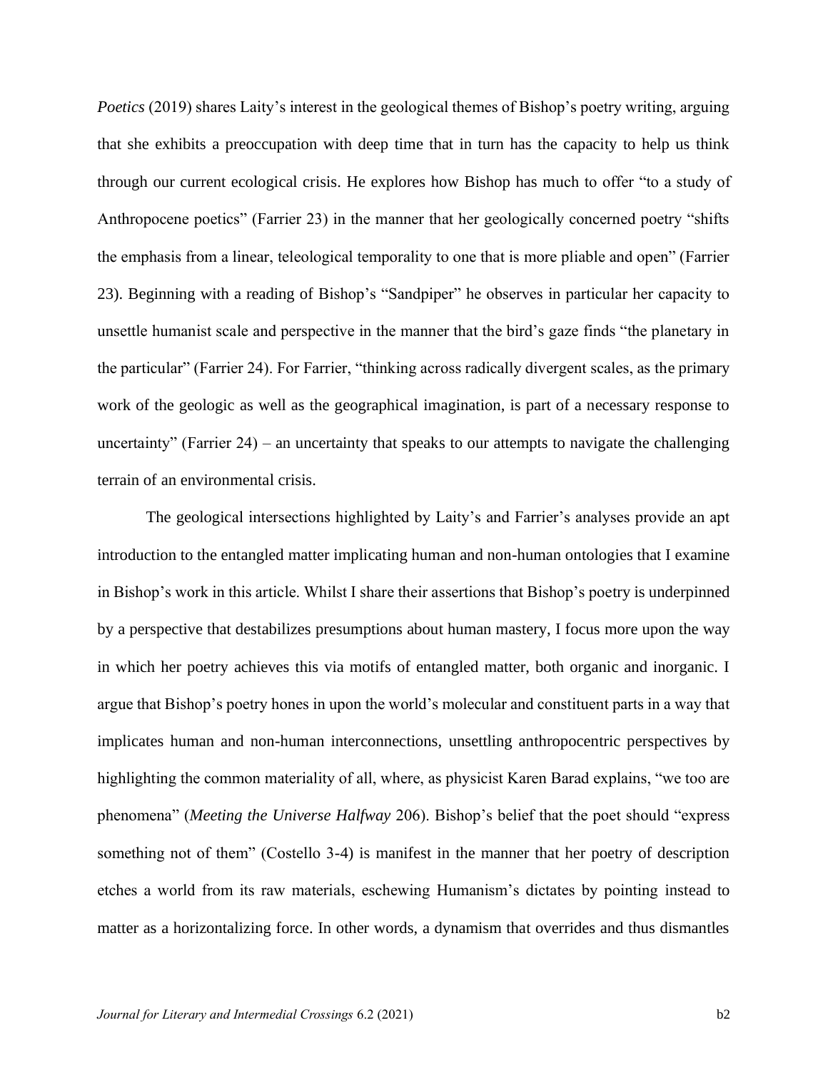*Poetics* (2019) shares Laity's interest in the geological themes of Bishop's poetry writing, arguing that she exhibits a preoccupation with deep time that in turn has the capacity to help us think through our current ecological crisis. He explores how Bishop has much to offer "to a study of Anthropocene poetics" (Farrier 23) in the manner that her geologically concerned poetry "shifts the emphasis from a linear, teleological temporality to one that is more pliable and open" (Farrier 23). Beginning with a reading of Bishop's "Sandpiper" he observes in particular her capacity to unsettle humanist scale and perspective in the manner that the bird's gaze finds "the planetary in the particular" (Farrier 24). For Farrier, "thinking across radically divergent scales, as the primary work of the geologic as well as the geographical imagination, is part of a necessary response to uncertainty" (Farrier 24) – an uncertainty that speaks to our attempts to navigate the challenging terrain of an environmental crisis.

The geological intersections highlighted by Laity's and Farrier's analyses provide an apt introduction to the entangled matter implicating human and non-human ontologies that I examine in Bishop's work in this article. Whilst I share their assertions that Bishop's poetry is underpinned by a perspective that destabilizes presumptions about human mastery, I focus more upon the way in which her poetry achieves this via motifs of entangled matter, both organic and inorganic. I argue that Bishop's poetry hones in upon the world's molecular and constituent parts in a way that implicates human and non-human interconnections, unsettling anthropocentric perspectives by highlighting the common materiality of all, where, as physicist Karen Barad explains, "we too are phenomena" (*Meeting the Universe Halfway* 206). Bishop's belief that the poet should "express something not of them" (Costello 3-4) is manifest in the manner that her poetry of description etches a world from its raw materials, eschewing Humanism's dictates by pointing instead to matter as a horizontalizing force. In other words, a dynamism that overrides and thus dismantles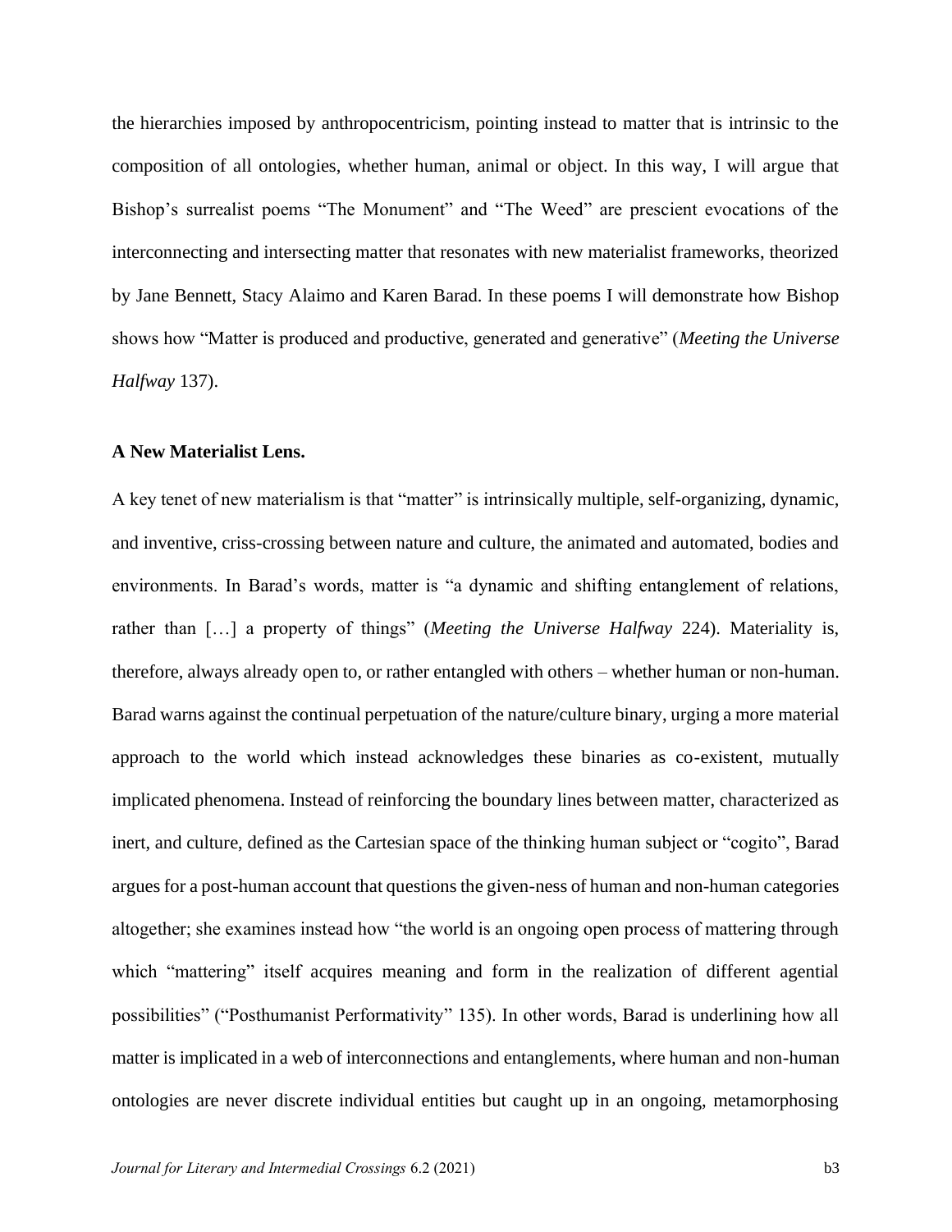the hierarchies imposed by anthropocentricism, pointing instead to matter that is intrinsic to the composition of all ontologies, whether human, animal or object. In this way, I will argue that Bishop's surrealist poems "The Monument" and "The Weed" are prescient evocations of the interconnecting and intersecting matter that resonates with new materialist frameworks, theorized by Jane Bennett, Stacy Alaimo and Karen Barad. In these poems I will demonstrate how Bishop shows how "Matter is produced and productive, generated and generative" (*Meeting the Universe Halfway* 137).

**A New Materialist Lens.**

A key tenet of new materialism is that "matter" is intrinsically multiple, self-organizing, dynamic, and inventive, criss-crossing between nature and culture, the animated and automated, bodies and environments. In Barad's words, matter is "a dynamic and shifting entanglement of relations, rather than […] a property of things" (*Meeting the Universe Halfway* 224). Materiality is, therefore, always already open to, or rather entangled with others – whether human or non-human. Barad warns against the continual perpetuation of the nature/culture binary, urging a more material approach to the world which instead acknowledges these binaries as co-existent, mutually implicated phenomena. Instead of reinforcing the boundary lines between matter, characterized as inert, and culture, defined as the Cartesian space of the thinking human subject or "cogito", Barad argues for a post-human account that questions the given-ness of human and non-human categories altogether; she examines instead how "the world is an ongoing open process of mattering through which "mattering" itself acquires meaning and form in the realization of different agential possibilities" ("Posthumanist Performativity" 135). In other words, Barad is underlining how all matter is implicated in a web of interconnections and entanglements, where human and non-human ontologies are never discrete individual entities but caught up in an ongoing, metamorphosing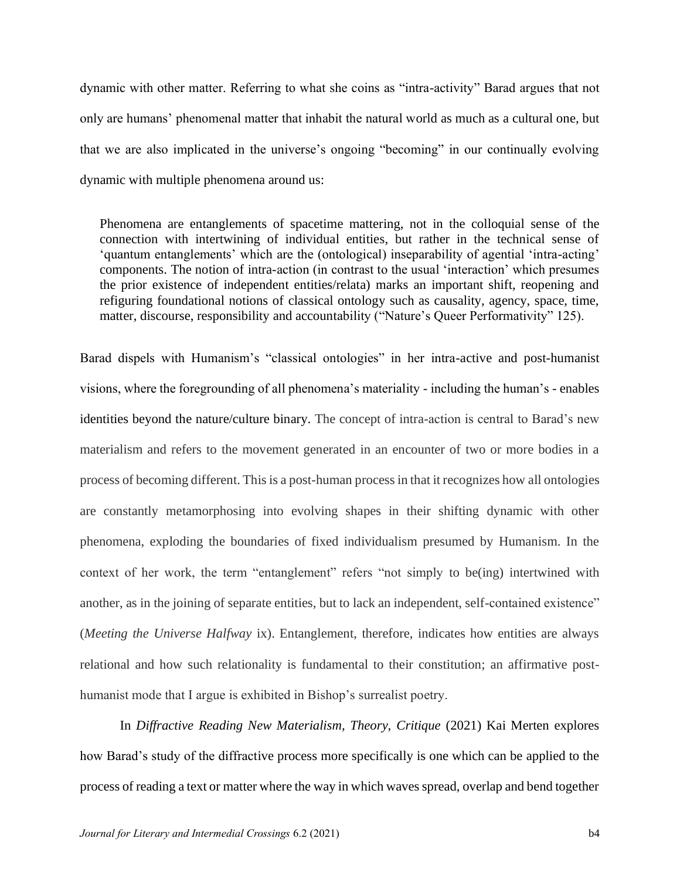dynamic with other matter. Referring to what she coins as "intra-activity" Barad argues that not only are humans' phenomenal matter that inhabit the natural world as much as a cultural one, but that we are also implicated in the universe's ongoing "becoming" in our continually evolving dynamic with multiple phenomena around us:

> Phenomena are entanglements of spacetime mattering, not in the colloquial sense of the connection with intertwining of individual entities, but rather in the technical sense of 'quantum entanglements' which are the (ontological) inseparability of agential 'intra-acting' components. The notion of intra-action (in contrast to the usual 'interaction' which presumes the prior existence of independent entities/relata) marks an important shift, reopening and refiguring foundational notions of classical ontology such as causality, agency, space, time, matter, discourse, responsibility and accountability ("Nature's Queer Performativity" 125).

Barad dispels with Humanism's "classical ontologies" in her intra-active and post-humanist visions, where the foregrounding of all phenomena's materiality - including the human's - enables identities beyond the nature/culture binary. The concept of intra-action is central to Barad's new materialism and refers to the movement generated in an encounter of two or more bodies in a process of becoming different. This is a post-human process in that it recognizes how all ontologies are constantly metamorphosing into evolving shapes in their shifting dynamic with other phenomena, exploding the boundaries of fixed individualism presumed by Humanism. In the context of her work, the term "entanglement" refers "not simply to be(ing) intertwined with another, as in the joining of separate entities, but to lack an independent, self-contained existence" (*Meeting the Universe Halfway* ix). Entanglement, therefore, indicates how entities are always relational and how such relationality is fundamental to their constitution; an affirmative post-humanist mode that I argue is exhibited in Bishop's surrealist poetry.

In *Diffractive Reading New Materialism, Theory, Critique* (2021) Kai Merten explores how Barad's study of the diffractive process more specifically is one which can be applied to the process of reading a text or matter where the way in which waves spread, overlap and bend together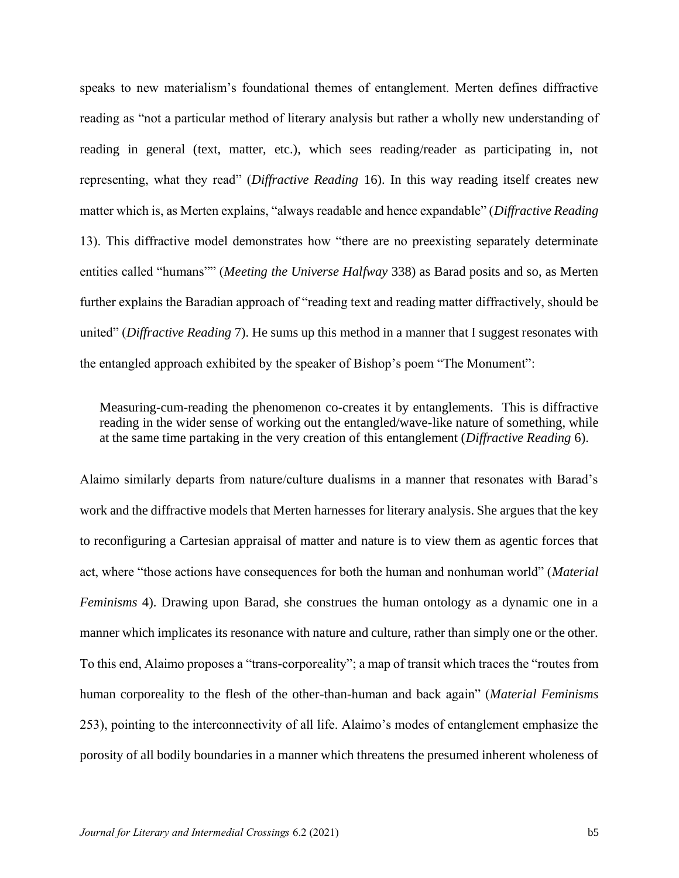speaks to new materialism's foundational themes of entanglement. Merten defines diffractive reading as "not a particular method of literary analysis but rather a wholly new understanding of reading in general (text, matter, etc.), which sees reading/reader as participating in, not representing, what they read" (*Diffractive Reading* 16). In this way reading itself creates new matter which is, as Merten explains, "always readable and hence expandable" (*Diffractive Reading* 13). This diffractive model demonstrates how "there are no preexisting separately determinate entities called "humans"" (*Meeting the Universe Halfway* 338) as Barad posits and so, as Merten further explains the Baradian approach of "reading text and reading matter diffractively, should be united" (*Diffractive Reading* 7). He sums up this method in a manner that I suggest resonates with the entangled approach exhibited by the speaker of Bishop's poem "The Monument":

> Measuring-cum-reading the phenomenon co-creates it by entanglements. This is diffractive reading in the wider sense of working out the entangled/wave-like nature of something, while at the same time partaking in the very creation of this entanglement (*Diffractive Reading* 6).

Alaimo similarly departs from nature/culture dualisms in a manner that resonates with Barad's work and the diffractive models that Merten harnesses for literary analysis. She argues that the key to reconfiguring a Cartesian appraisal of matter and nature is to view them as agentic forces that act, where "those actions have consequences for both the human and nonhuman world" (*Material Feminisms* 4). Drawing upon Barad, she construes the human ontology as a dynamic one in a manner which implicates its resonance with nature and culture, rather than simply one or the other. To this end, Alaimo proposes a "trans-corporeality"; a map of transit which traces the "routes from human corporeality to the flesh of the other-than-human and back again" (*Material Feminisms* 253), pointing to the interconnectivity of all life. Alaimo's modes of entanglement emphasize the porosity of all bodily boundaries in a manner which threatens the presumed inherent wholeness of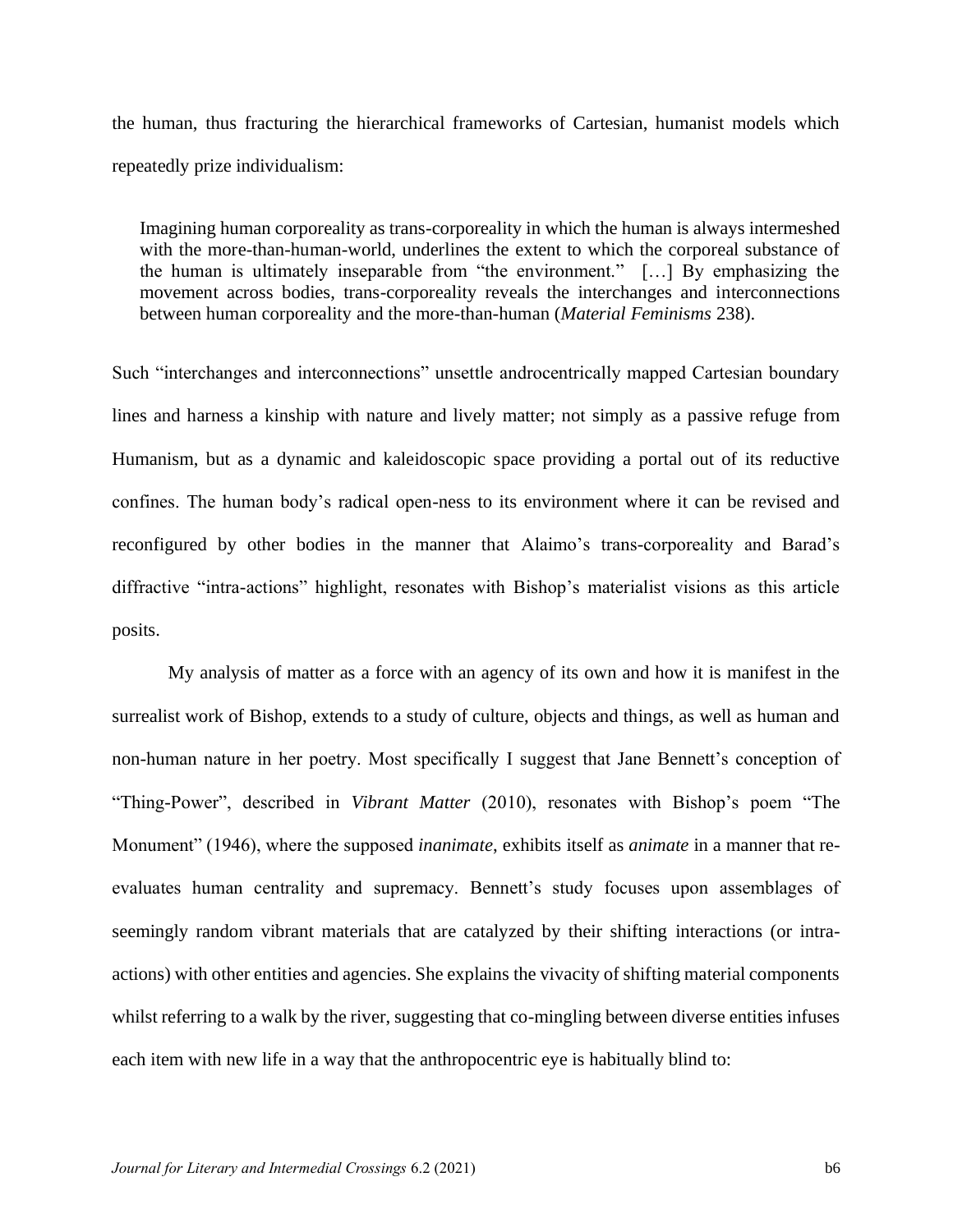the human, thus fracturing the hierarchical frameworks of Cartesian, humanist models which repeatedly prize individualism:

> Imagining human corporeality as trans-corporeality in which the human is always intermeshed with the more-than-human-world, underlines the extent to which the corporeal substance of the human is ultimately inseparable from "the environment." […] By emphasizing the movement across bodies, trans-corporeality reveals the interchanges and interconnections between human corporeality and the more-than-human (*Material Feminisms* 238).

Such "interchanges and interconnections" unsettle androcentrically mapped Cartesian boundary lines and harness a kinship with nature and lively matter; not simply as a passive refuge from Humanism, but as a dynamic and kaleidoscopic space providing a portal out of its reductive confines. The human body's radical open-ness to its environment where it can be revised and reconfigured by other bodies in the manner that Alaimo's trans-corporeality and Barad's diffractive "intra-actions" highlight, resonates with Bishop's materialist visions as this article posits.

My analysis of matter as a force with an agency of its own and how it is manifest in the surrealist work of Bishop, extends to a study of culture, objects and things, as well as human and non-human nature in her poetry. Most specifically I suggest that Jane Bennett's conception of "Thing-Power", described in *Vibrant Matter* (2010), resonates with Bishop's poem "The Monument" (1946), where the supposed *inanimate*, exhibits itself as *animate* in a manner that re-evaluates human centrality and supremacy. Bennett's study focuses upon assemblages of seemingly random vibrant materials that are catalyzed by their shifting interactions (or intra-actions) with other entities and agencies. She explains the vivacity of shifting material components whilst referring to a walk by the river, suggesting that co-mingling between diverse entities infuses each item with new life in a way that the anthropocentric eye is habitually blind to: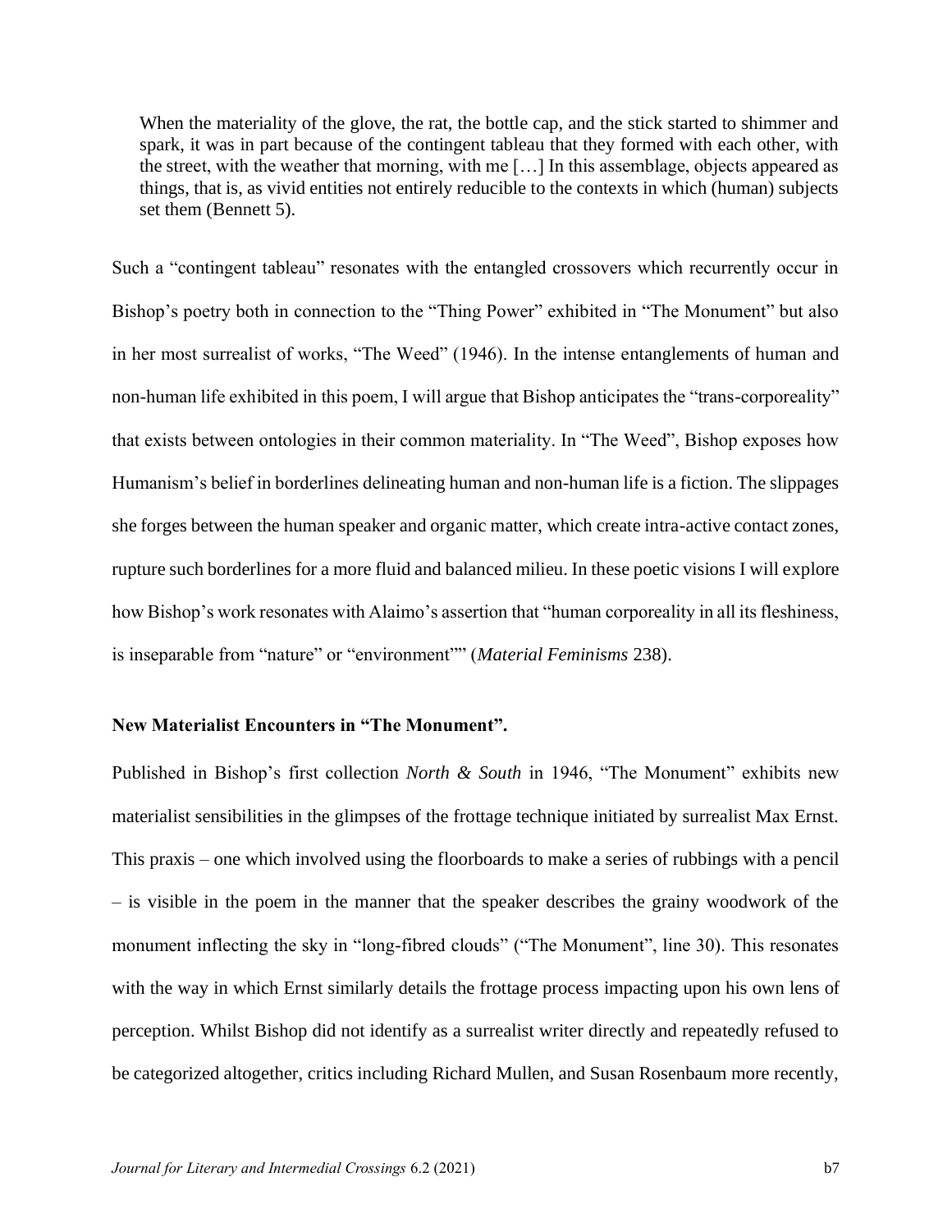> When the materiality of the glove, the rat, the bottle cap, and the stick started to shimmer and spark, it was in part because of the contingent tableau that they formed with each other, with the street, with the weather that morning, with me […] In this assemblage, objects appeared as things, that is, as vivid entities not entirely reducible to the contexts in which (human) subjects set them (Bennett 5).

Such a "contingent tableau" resonates with the entangled crossovers which recurrently occur in Bishop's poetry both in connection to the "Thing Power" exhibited in "The Monument" but also in her most surrealist of works, "The Weed" (1946). In the intense entanglements of human and non-human life exhibited in this poem, I will argue that Bishop anticipates the "trans-corporeality" that exists between ontologies in their common materiality. In "The Weed", Bishop exposes how Humanism's belief in borderlines delineating human and non-human life is a fiction. The slippages she forges between the human speaker and organic matter, which create intra-active contact zones, rupture such borderlines for a more fluid and balanced milieu. In these poetic visions I will explore how Bishop's work resonates with Alaimo's assertion that "human corporeality in all its fleshiness, is inseparable from "nature" or "environment"" (*Material Feminisms* 238).

**New Materialist Encounters in "The Monument".**

Published in Bishop's first collection *North & South* in 1946, "The Monument" exhibits new materialist sensibilities in the glimpses of the frottage technique initiated by surrealist Max Ernst. This praxis – one which involved using the floorboards to make a series of rubbings with a pencil – is visible in the poem in the manner that the speaker describes the grainy woodwork of the monument inflecting the sky in "long-fibred clouds" ("The Monument", line 30). This resonates with the way in which Ernst similarly details the frottage process impacting upon his own lens of perception. Whilst Bishop did not identify as a surrealist writer directly and repeatedly refused to be categorized altogether, critics including Richard Mullen, and Susan Rosenbaum more recently,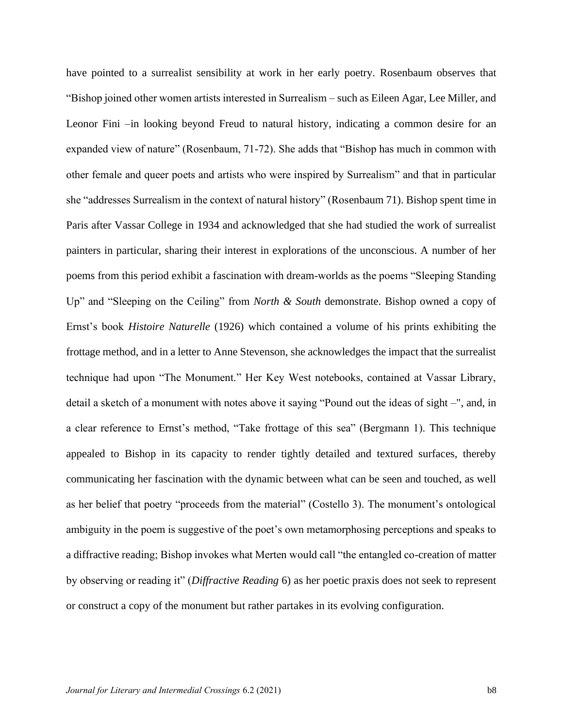have pointed to a surrealist sensibility at work in her early poetry. Rosenbaum observes that "Bishop joined other women artists interested in Surrealism – such as Eileen Agar, Lee Miller, and Leonor Fini –in looking beyond Freud to natural history, indicating a common desire for an expanded view of nature" (Rosenbaum, 71-72). She adds that "Bishop has much in common with other female and queer poets and artists who were inspired by Surrealism" and that in particular she "addresses Surrealism in the context of natural history" (Rosenbaum 71). Bishop spent time in Paris after Vassar College in 1934 and acknowledged that she had studied the work of surrealist painters in particular, sharing their interest in explorations of the unconscious. A number of her poems from this period exhibit a fascination with dream-worlds as the poems "Sleeping Standing Up" and "Sleeping on the Ceiling" from *North & South* demonstrate. Bishop owned a copy of Ernst's book *Histoire Naturelle* (1926) which contained a volume of his prints exhibiting the frottage method, and in a letter to Anne Stevenson, she acknowledges the impact that the surrealist technique had upon "The Monument." Her Key West notebooks, contained at Vassar Library, detail a sketch of a monument with notes above it saying "Pound out the ideas of sight –", and, in a clear reference to Ernst's method, "Take frottage of this sea" (Bergmann 1). This technique appealed to Bishop in its capacity to render tightly detailed and textured surfaces, thereby communicating her fascination with the dynamic between what can be seen and touched, as well as her belief that poetry "proceeds from the material" (Costello 3). The monument's ontological ambiguity in the poem is suggestive of the poet's own metamorphosing perceptions and speaks to a diffractive reading; Bishop invokes what Merten would call "the entangled co-creation of matter by observing or reading it" (*Diffractive Reading* 6) as her poetic praxis does not seek to represent or construct a copy of the monument but rather partakes in its evolving configuration.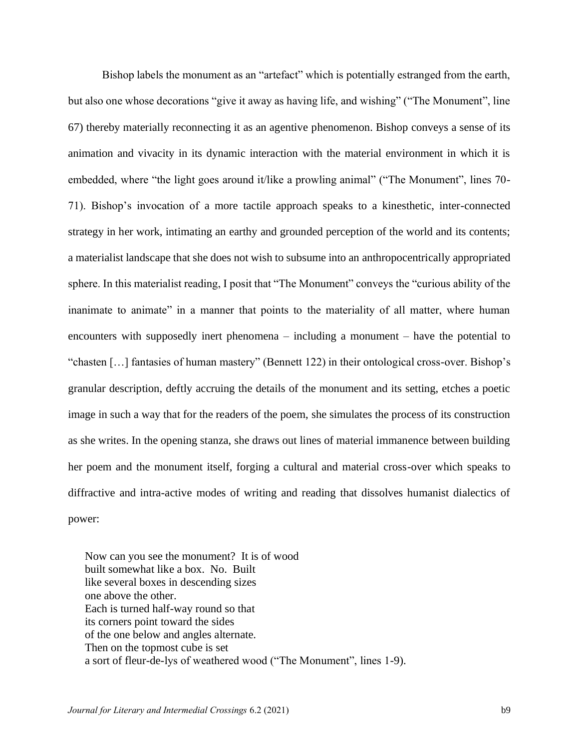Bishop labels the monument as an "artefact" which is potentially estranged from the earth, but also one whose decorations "give it away as having life, and wishing" ("The Monument", line 67) thereby materially reconnecting it as an agentive phenomenon. Bishop conveys a sense of its animation and vivacity in its dynamic interaction with the material environment in which it is embedded, where "the light goes around it/like a prowling animal" ("The Monument", lines 70-71). Bishop's invocation of a more tactile approach speaks to a kinesthetic, inter-connected strategy in her work, intimating an earthy and grounded perception of the world and its contents; a materialist landscape that she does not wish to subsume into an anthropocentrically appropriated sphere. In this materialist reading, I posit that "The Monument" conveys the "curious ability of the inanimate to animate" in a manner that points to the materiality of all matter, where human encounters with supposedly inert phenomena – including a monument – have the potential to "chasten […] fantasies of human mastery" (Bennett 122) in their ontological cross-over. Bishop's granular description, deftly accruing the details of the monument and its setting, etches a poetic image in such a way that for the readers of the poem, she simulates the process of its construction as she writes. In the opening stanza, she draws out lines of material immanence between building her poem and the monument itself, forging a cultural and material cross-over which speaks to diffractive and intra-active modes of writing and reading that dissolves humanist dialectics of power:

> Now can you see the monument? It is of wood
> built somewhat like a box. No. Built
> like several boxes in descending sizes
> one above the other.
> Each is turned half-way round so that
> its corners point toward the sides
> of the one below and angles alternate.
> Then on the topmost cube is set
> a sort of fleur-de-lys of weathered wood ("The Monument", lines 1-9).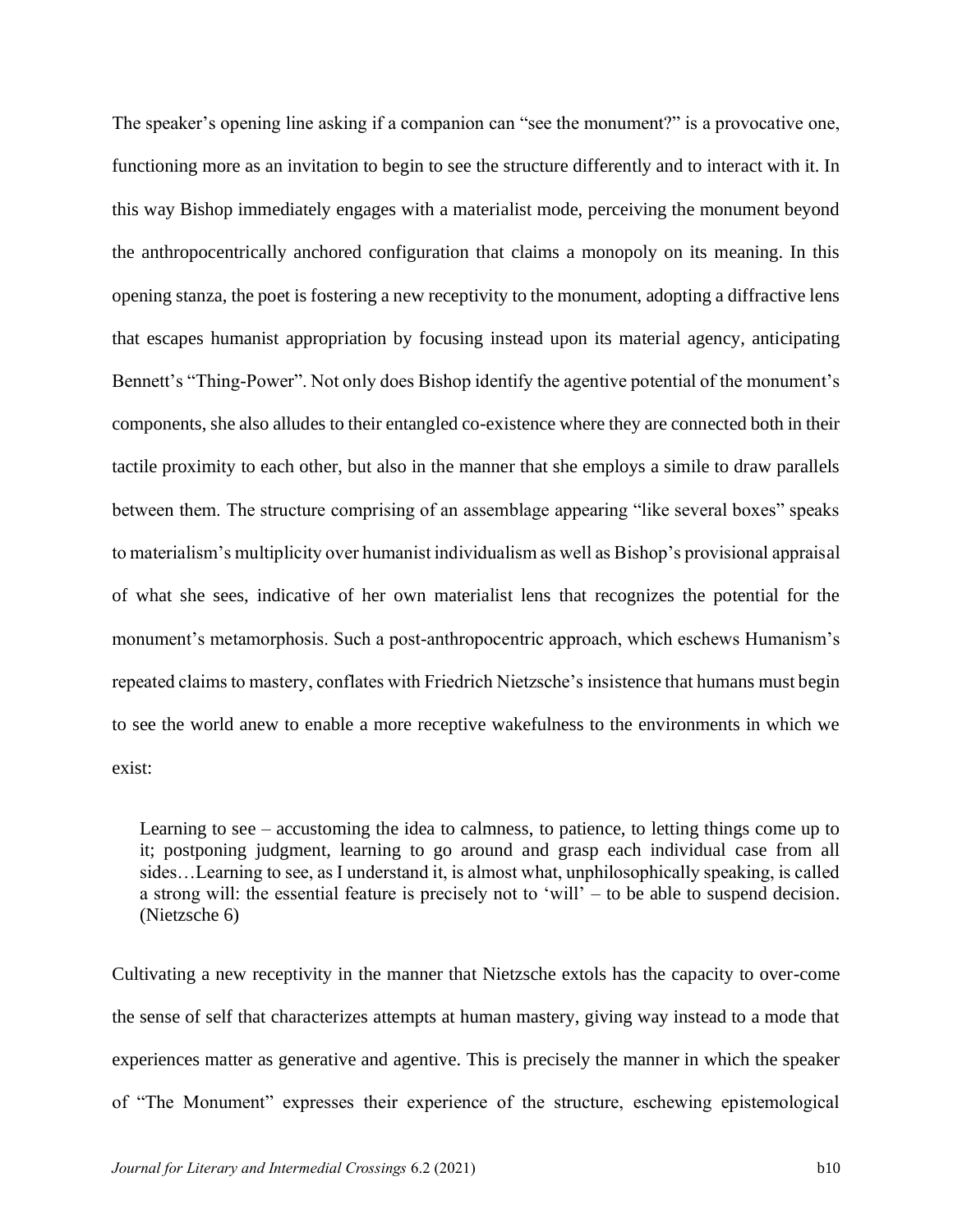The speaker's opening line asking if a companion can "see the monument?" is a provocative one, functioning more as an invitation to begin to see the structure differently and to interact with it. In this way Bishop immediately engages with a materialist mode, perceiving the monument beyond the anthropocentrically anchored configuration that claims a monopoly on its meaning. In this opening stanza, the poet is fostering a new receptivity to the monument, adopting a diffractive lens that escapes humanist appropriation by focusing instead upon its material agency, anticipating Bennett's "Thing-Power". Not only does Bishop identify the agentive potential of the monument's components, she also alludes to their entangled co-existence where they are connected both in their tactile proximity to each other, but also in the manner that she employs a simile to draw parallels between them. The structure comprising of an assemblage appearing "like several boxes" speaks to materialism's multiplicity over humanist individualism as well as Bishop's provisional appraisal of what she sees, indicative of her own materialist lens that recognizes the potential for the monument's metamorphosis. Such a post-anthropocentric approach, which eschews Humanism's repeated claims to mastery, conflates with Friedrich Nietzsche's insistence that humans must begin to see the world anew to enable a more receptive wakefulness to the environments in which we exist:

> Learning to see – accustoming the idea to calmness, to patience, to letting things come up to it; postponing judgment, learning to go around and grasp each individual case from all sides…Learning to see, as I understand it, is almost what, unphilosophically speaking, is called a strong will: the essential feature is precisely not to 'will' – to be able to suspend decision. (Nietzsche 6)

Cultivating a new receptivity in the manner that Nietzsche extols has the capacity to over-come the sense of self that characterizes attempts at human mastery, giving way instead to a mode that experiences matter as generative and agentive. This is precisely the manner in which the speaker of "The Monument" expresses their experience of the structure, eschewing epistemological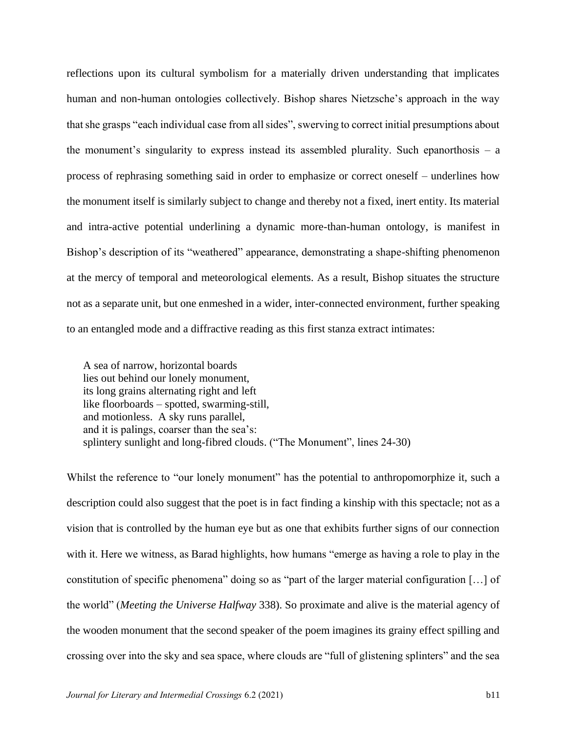reflections upon its cultural symbolism for a materially driven understanding that implicates human and non-human ontologies collectively. Bishop shares Nietzsche's approach in the way that she grasps "each individual case from all sides", swerving to correct initial presumptions about the monument's singularity to express instead its assembled plurality. Such epanorthosis – a process of rephrasing something said in order to emphasize or correct oneself – underlines how the monument itself is similarly subject to change and thereby not a fixed, inert entity. Its material and intra-active potential underlining a dynamic more-than-human ontology, is manifest in Bishop's description of its "weathered" appearance, demonstrating a shape-shifting phenomenon at the mercy of temporal and meteorological elements. As a result, Bishop situates the structure not as a separate unit, but one enmeshed in a wider, inter-connected environment, further speaking to an entangled mode and a diffractive reading as this first stanza extract intimates:

> A sea of narrow, horizontal boards
> lies out behind our lonely monument,
> its long grains alternating right and left
> like floorboards – spotted, swarming-still,
> and motionless. A sky runs parallel,
> and it is palings, coarser than the sea's:
> splintery sunlight and long-fibred clouds. ("The Monument", lines 24-30)

Whilst the reference to "our lonely monument" has the potential to anthropomorphize it, such a description could also suggest that the poet is in fact finding a kinship with this spectacle; not as a vision that is controlled by the human eye but as one that exhibits further signs of our connection with it. Here we witness, as Barad highlights, how humans "emerge as having a role to play in the constitution of specific phenomena" doing so as "part of the larger material configuration […] of the world" (*Meeting the Universe Halfway* 338). So proximate and alive is the material agency of the wooden monument that the second speaker of the poem imagines its grainy effect spilling and crossing over into the sky and sea space, where clouds are "full of glistening splinters" and the sea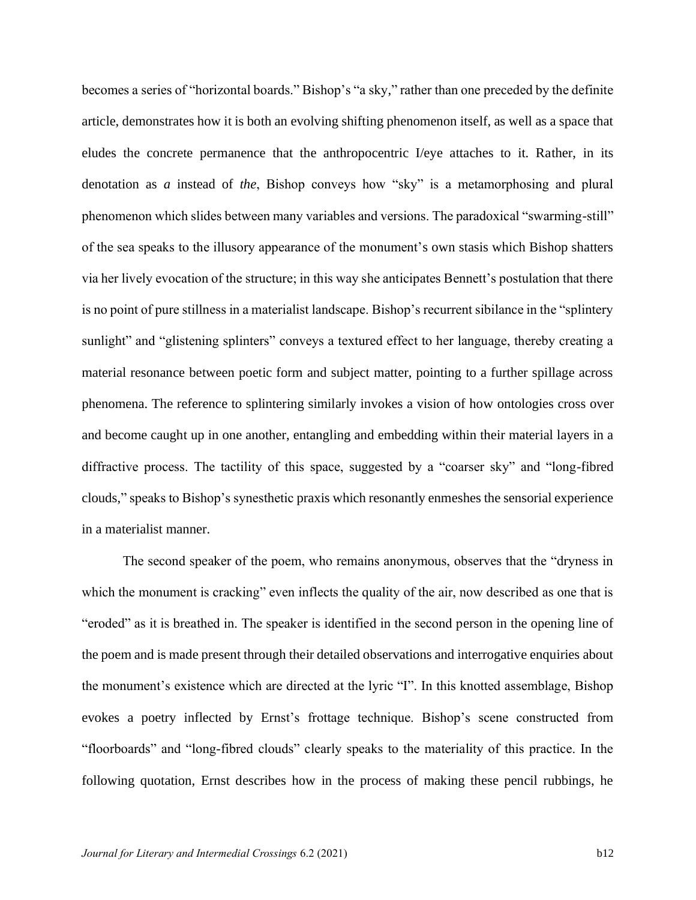becomes a series of "horizontal boards." Bishop's "a sky," rather than one preceded by the definite article, demonstrates how it is both an evolving shifting phenomenon itself, as well as a space that eludes the concrete permanence that the anthropocentric I/eye attaches to it. Rather, in its denotation as *a* instead of *the*, Bishop conveys how "sky" is a metamorphosing and plural phenomenon which slides between many variables and versions. The paradoxical "swarming-still" of the sea speaks to the illusory appearance of the monument's own stasis which Bishop shatters via her lively evocation of the structure; in this way she anticipates Bennett's postulation that there is no point of pure stillness in a materialist landscape. Bishop's recurrent sibilance in the "splintery sunlight" and "glistening splinters" conveys a textured effect to her language, thereby creating a material resonance between poetic form and subject matter, pointing to a further spillage across phenomena. The reference to splintering similarly invokes a vision of how ontologies cross over and become caught up in one another, entangling and embedding within their material layers in a diffractive process. The tactility of this space, suggested by a "coarser sky" and "long-fibred clouds," speaks to Bishop's synesthetic praxis which resonantly enmeshes the sensorial experience in a materialist manner.

The second speaker of the poem, who remains anonymous, observes that the "dryness in which the monument is cracking" even inflects the quality of the air, now described as one that is "eroded" as it is breathed in. The speaker is identified in the second person in the opening line of the poem and is made present through their detailed observations and interrogative enquiries about the monument's existence which are directed at the lyric "I". In this knotted assemblage, Bishop evokes a poetry inflected by Ernst's frottage technique. Bishop's scene constructed from "floorboards" and "long-fibred clouds" clearly speaks to the materiality of this practice. In the following quotation, Ernst describes how in the process of making these pencil rubbings, he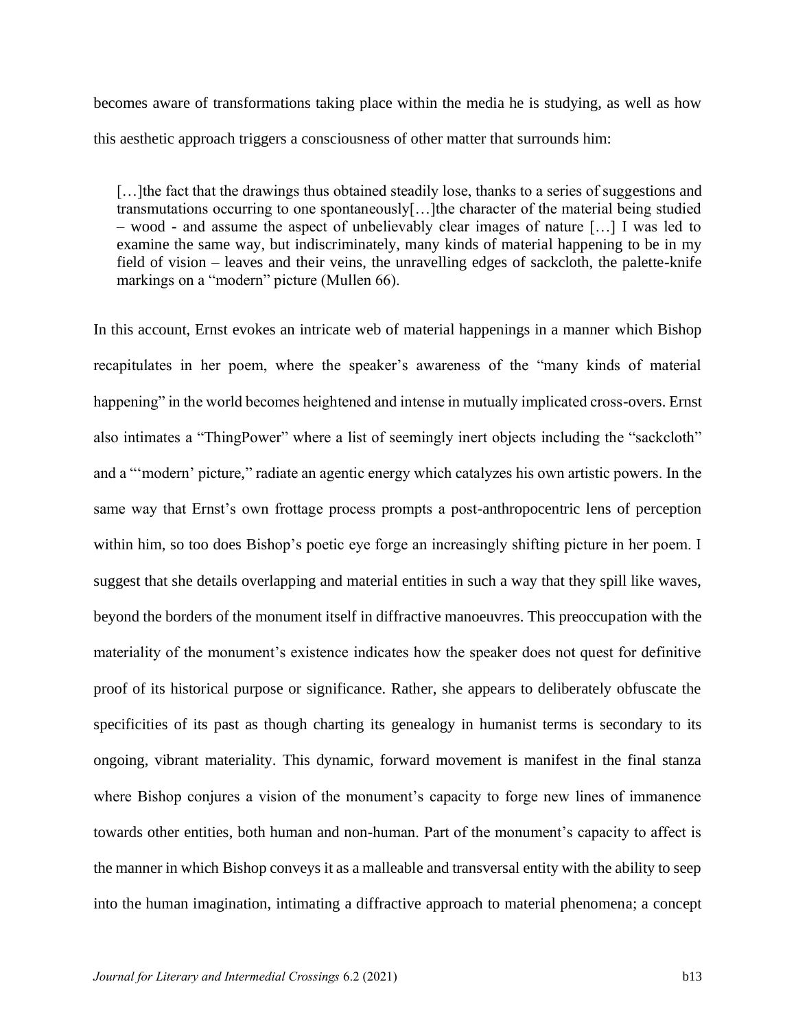becomes aware of transformations taking place within the media he is studying, as well as how this aesthetic approach triggers a consciousness of other matter that surrounds him:

> […]the fact that the drawings thus obtained steadily lose, thanks to a series of suggestions and transmutations occurring to one spontaneously[…]the character of the material being studied – wood - and assume the aspect of unbelievably clear images of nature […] I was led to examine the same way, but indiscriminately, many kinds of material happening to be in my field of vision – leaves and their veins, the unravelling edges of sackcloth, the palette-knife markings on a "modern" picture (Mullen 66).

In this account, Ernst evokes an intricate web of material happenings in a manner which Bishop recapitulates in her poem, where the speaker's awareness of the "many kinds of material happening" in the world becomes heightened and intense in mutually implicated cross-overs. Ernst also intimates a "ThingPower" where a list of seemingly inert objects including the "sackcloth" and a "'modern' picture," radiate an agentic energy which catalyzes his own artistic powers. In the same way that Ernst's own frottage process prompts a post-anthropocentric lens of perception within him, so too does Bishop's poetic eye forge an increasingly shifting picture in her poem. I suggest that she details overlapping and material entities in such a way that they spill like waves, beyond the borders of the monument itself in diffractive manoeuvres. This preoccupation with the materiality of the monument's existence indicates how the speaker does not quest for definitive proof of its historical purpose or significance. Rather, she appears to deliberately obfuscate the specificities of its past as though charting its genealogy in humanist terms is secondary to its ongoing, vibrant materiality. This dynamic, forward movement is manifest in the final stanza where Bishop conjures a vision of the monument's capacity to forge new lines of immanence towards other entities, both human and non-human. Part of the monument's capacity to affect is the manner in which Bishop conveys it as a malleable and transversal entity with the ability to seep into the human imagination, intimating a diffractive approach to material phenomena; a concept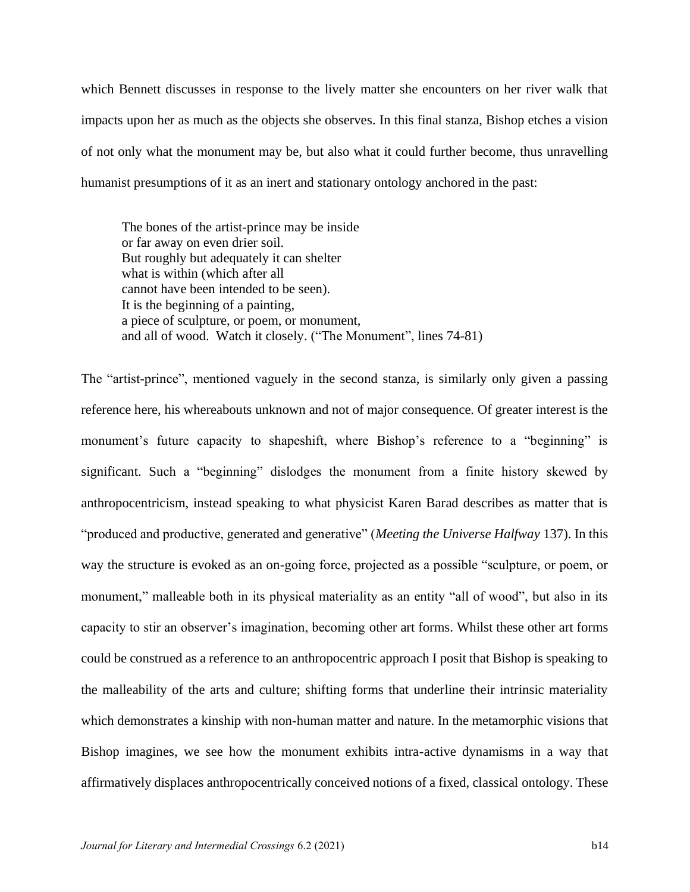which Bennett discusses in response to the lively matter she encounters on her river walk that impacts upon her as much as the objects she observes. In this final stanza, Bishop etches a vision of not only what the monument may be, but also what it could further become, thus unravelling humanist presumptions of it as an inert and stationary ontology anchored in the past:

> The bones of the artist-prince may be inside  
> or far away on even drier soil.  
> But roughly but adequately it can shelter  
> what is within (which after all  
> cannot have been intended to be seen).  
> It is the beginning of a painting,  
> a piece of sculpture, or poem, or monument,  
> and all of wood. Watch it closely. ("The Monument", lines 74-81)

The "artist-prince", mentioned vaguely in the second stanza, is similarly only given a passing reference here, his whereabouts unknown and not of major consequence. Of greater interest is the monument's future capacity to shapeshift, where Bishop's reference to a "beginning" is significant. Such a "beginning" dislodges the monument from a finite history skewed by anthropocentricism, instead speaking to what physicist Karen Barad describes as matter that is "produced and productive, generated and generative" (*Meeting the Universe Halfway* 137). In this way the structure is evoked as an on-going force, projected as a possible "sculpture, or poem, or monument," malleable both in its physical materiality as an entity "all of wood", but also in its capacity to stir an observer's imagination, becoming other art forms. Whilst these other art forms could be construed as a reference to an anthropocentric approach I posit that Bishop is speaking to the malleability of the arts and culture; shifting forms that underline their intrinsic materiality which demonstrates a kinship with non-human matter and nature. In the metamorphic visions that Bishop imagines, we see how the monument exhibits intra-active dynamisms in a way that affirmatively displaces anthropocentrically conceived notions of a fixed, classical ontology. These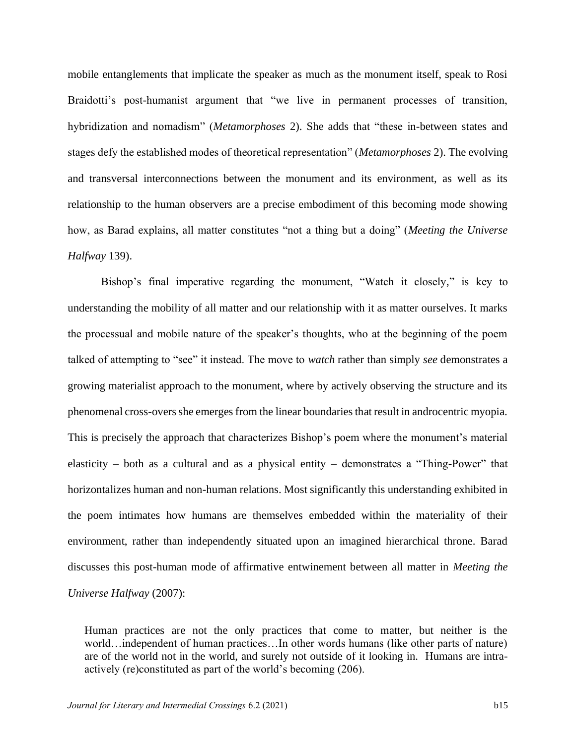mobile entanglements that implicate the speaker as much as the monument itself, speak to Rosi Braidotti's post-humanist argument that "we live in permanent processes of transition, hybridization and nomadism" (*Metamorphoses* 2). She adds that "these in-between states and stages defy the established modes of theoretical representation" (*Metamorphoses* 2). The evolving and transversal interconnections between the monument and its environment, as well as its relationship to the human observers are a precise embodiment of this becoming mode showing how, as Barad explains, all matter constitutes "not a thing but a doing" (*Meeting the Universe Halfway* 139).

Bishop's final imperative regarding the monument, "Watch it closely," is key to understanding the mobility of all matter and our relationship with it as matter ourselves. It marks the processual and mobile nature of the speaker's thoughts, who at the beginning of the poem talked of attempting to "see" it instead. The move to *watch* rather than simply *see* demonstrates a growing materialist approach to the monument, where by actively observing the structure and its phenomenal cross-overs she emerges from the linear boundaries that result in androcentric myopia. This is precisely the approach that characterizes Bishop's poem where the monument's material elasticity – both as a cultural and as a physical entity – demonstrates a "Thing-Power" that horizontalizes human and non-human relations. Most significantly this understanding exhibited in the poem intimates how humans are themselves embedded within the materiality of their environment, rather than independently situated upon an imagined hierarchical throne. Barad discusses this post-human mode of affirmative entwinement between all matter in *Meeting the Universe Halfway* (2007):

> Human practices are not the only practices that come to matter, but neither is the world…independent of human practices…In other words humans (like other parts of nature) are of the world not in the world, and surely not outside of it looking in. Humans are intra-actively (re)constituted as part of the world's becoming (206).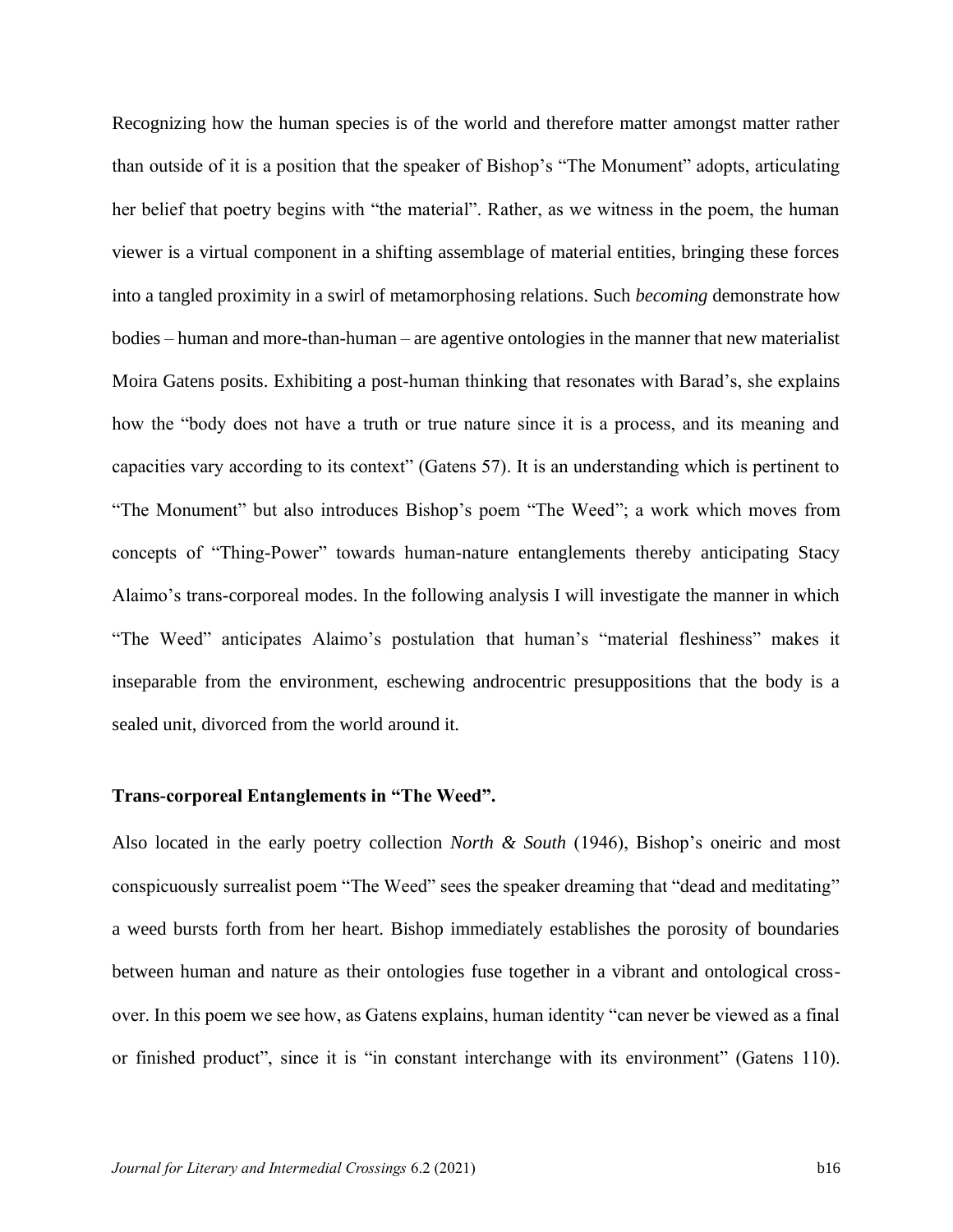Recognizing how the human species is of the world and therefore matter amongst matter rather than outside of it is a position that the speaker of Bishop's "The Monument" adopts, articulating her belief that poetry begins with "the material". Rather, as we witness in the poem, the human viewer is a virtual component in a shifting assemblage of material entities, bringing these forces into a tangled proximity in a swirl of metamorphosing relations. Such *becoming* demonstrate how bodies – human and more-than-human – are agentive ontologies in the manner that new materialist Moira Gatens posits. Exhibiting a post-human thinking that resonates with Barad's, she explains how the "body does not have a truth or true nature since it is a process, and its meaning and capacities vary according to its context" (Gatens 57). It is an understanding which is pertinent to "The Monument" but also introduces Bishop's poem "The Weed"; a work which moves from concepts of "Thing-Power" towards human-nature entanglements thereby anticipating Stacy Alaimo's trans-corporeal modes. In the following analysis I will investigate the manner in which "The Weed" anticipates Alaimo's postulation that human's "material fleshiness" makes it inseparable from the environment, eschewing androcentric presuppositions that the body is a sealed unit, divorced from the world around it.

### Trans-corporeal Entanglements in "The Weed".

Also located in the early poetry collection *North & South* (1946), Bishop's oneiric and most conspicuously surrealist poem "The Weed" sees the speaker dreaming that "dead and meditating" a weed bursts forth from her heart. Bishop immediately establishes the porosity of boundaries between human and nature as their ontologies fuse together in a vibrant and ontological cross-over. In this poem we see how, as Gatens explains, human identity "can never be viewed as a final or finished product", since it is "in constant interchange with its environment" (Gatens 110).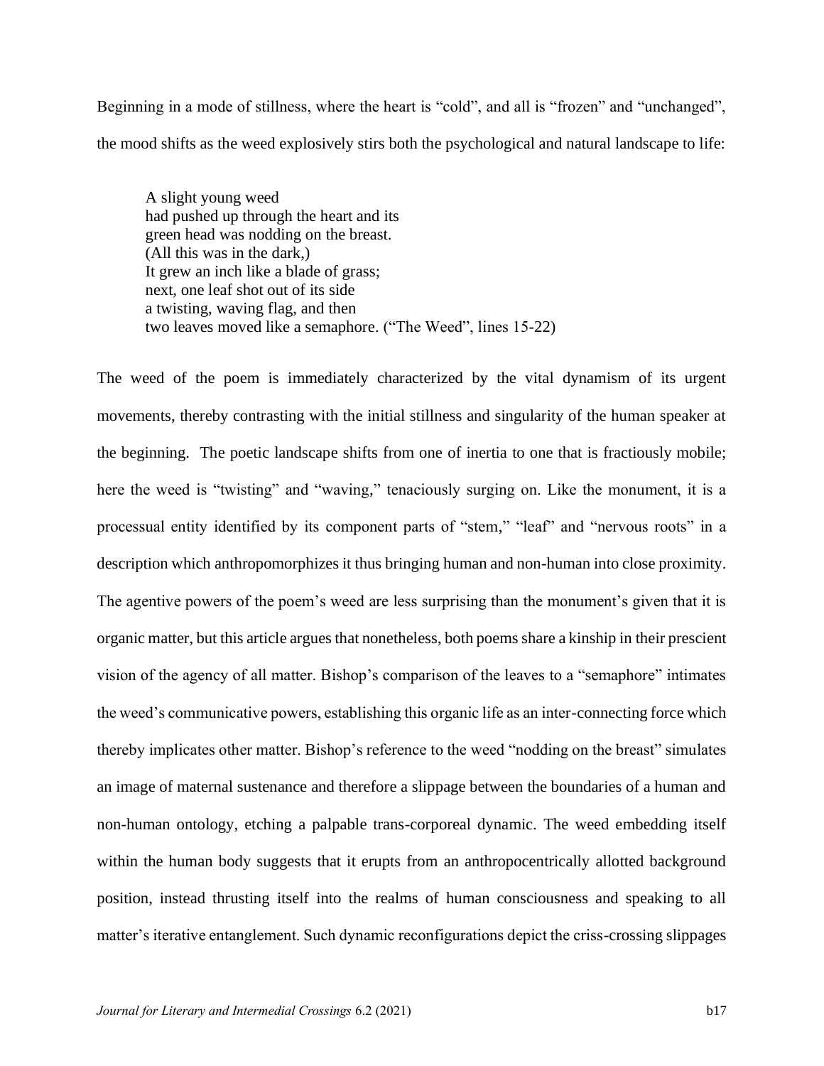Beginning in a mode of stillness, where the heart is "cold", and all is "frozen" and "unchanged", the mood shifts as the weed explosively stirs both the psychological and natural landscape to life:

> A slight young weed
> had pushed up through the heart and its
> green head was nodding on the breast.
> (All this was in the dark,)
> It grew an inch like a blade of grass;
> next, one leaf shot out of its side
> a twisting, waving flag, and then
> two leaves moved like a semaphore. ("The Weed", lines 15-22)

The weed of the poem is immediately characterized by the vital dynamism of its urgent movements, thereby contrasting with the initial stillness and singularity of the human speaker at the beginning. The poetic landscape shifts from one of inertia to one that is fractiously mobile; here the weed is "twisting" and "waving," tenaciously surging on. Like the monument, it is a processual entity identified by its component parts of "stem," "leaf" and "nervous roots" in a description which anthropomorphizes it thus bringing human and non-human into close proximity. The agentive powers of the poem's weed are less surprising than the monument's given that it is organic matter, but this article argues that nonetheless, both poems share a kinship in their prescient vision of the agency of all matter. Bishop's comparison of the leaves to a "semaphore" intimates the weed's communicative powers, establishing this organic life as an inter-connecting force which thereby implicates other matter. Bishop's reference to the weed "nodding on the breast" simulates an image of maternal sustenance and therefore a slippage between the boundaries of a human and non-human ontology, etching a palpable trans-corporeal dynamic. The weed embedding itself within the human body suggests that it erupts from an anthropocentrically allotted background position, instead thrusting itself into the realms of human consciousness and speaking to all matter's iterative entanglement. Such dynamic reconfigurations depict the criss-crossing slippages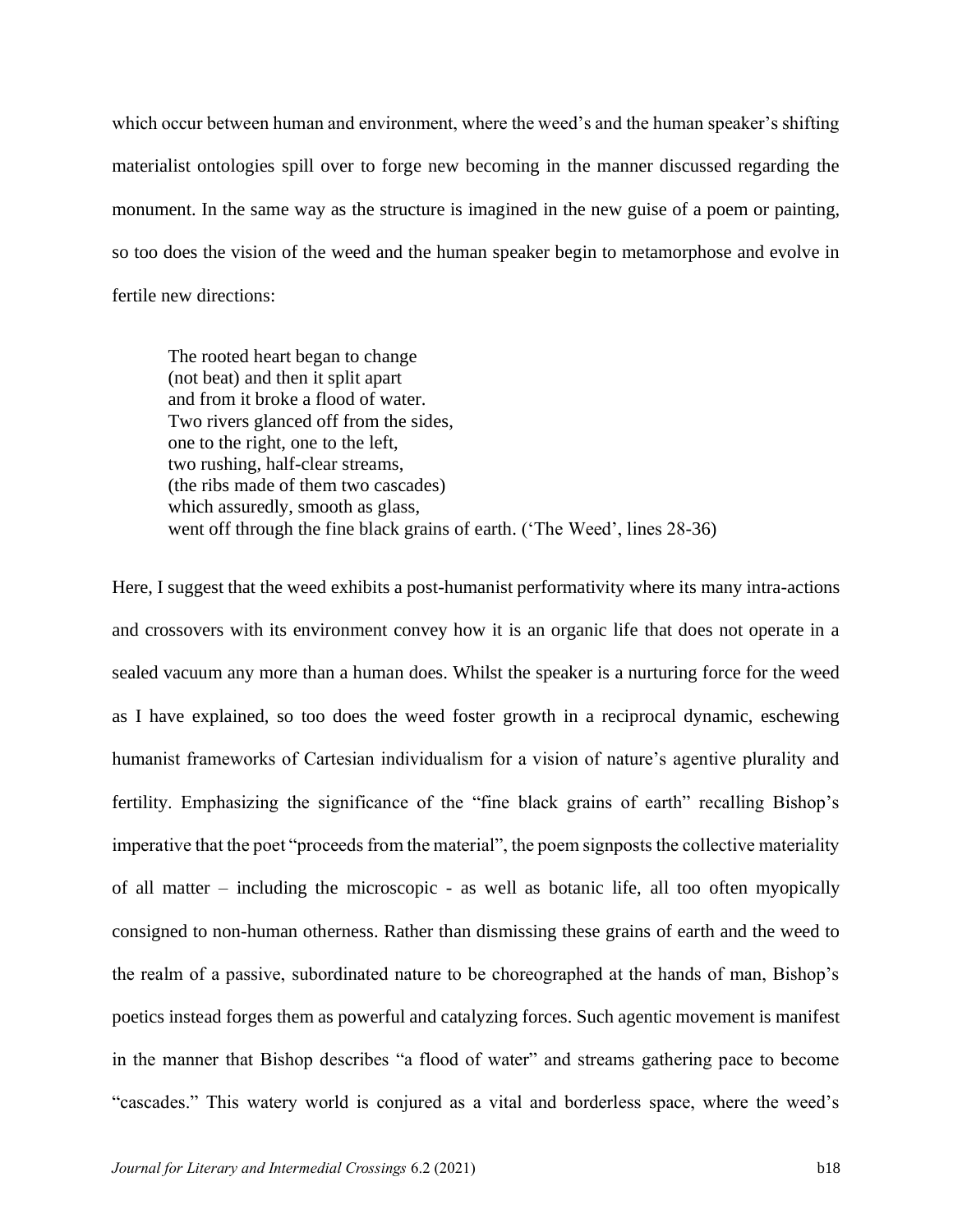which occur between human and environment, where the weed's and the human speaker's shifting materialist ontologies spill over to forge new becoming in the manner discussed regarding the monument. In the same way as the structure is imagined in the new guise of a poem or painting, so too does the vision of the weed and the human speaker begin to metamorphose and evolve in fertile new directions:

> The rooted heart began to change  
> (not beat) and then it split apart  
> and from it broke a flood of water.  
> Two rivers glanced off from the sides,  
> one to the right, one to the left,  
> two rushing, half-clear streams,  
> (the ribs made of them two cascades)  
> which assuredly, smooth as glass,  
> went off through the fine black grains of earth. ('The Weed', lines 28-36)

Here, I suggest that the weed exhibits a post-humanist performativity where its many intra-actions and crossovers with its environment convey how it is an organic life that does not operate in a sealed vacuum any more than a human does. Whilst the speaker is a nurturing force for the weed as I have explained, so too does the weed foster growth in a reciprocal dynamic, eschewing humanist frameworks of Cartesian individualism for a vision of nature's agentive plurality and fertility. Emphasizing the significance of the "fine black grains of earth" recalling Bishop's imperative that the poet "proceeds from the material", the poem signposts the collective materiality of all matter – including the microscopic - as well as botanic life, all too often myopically consigned to non-human otherness. Rather than dismissing these grains of earth and the weed to the realm of a passive, subordinated nature to be choreographed at the hands of man, Bishop's poetics instead forges them as powerful and catalyzing forces. Such agentic movement is manifest in the manner that Bishop describes "a flood of water" and streams gathering pace to become "cascades." This watery world is conjured as a vital and borderless space, where the weed's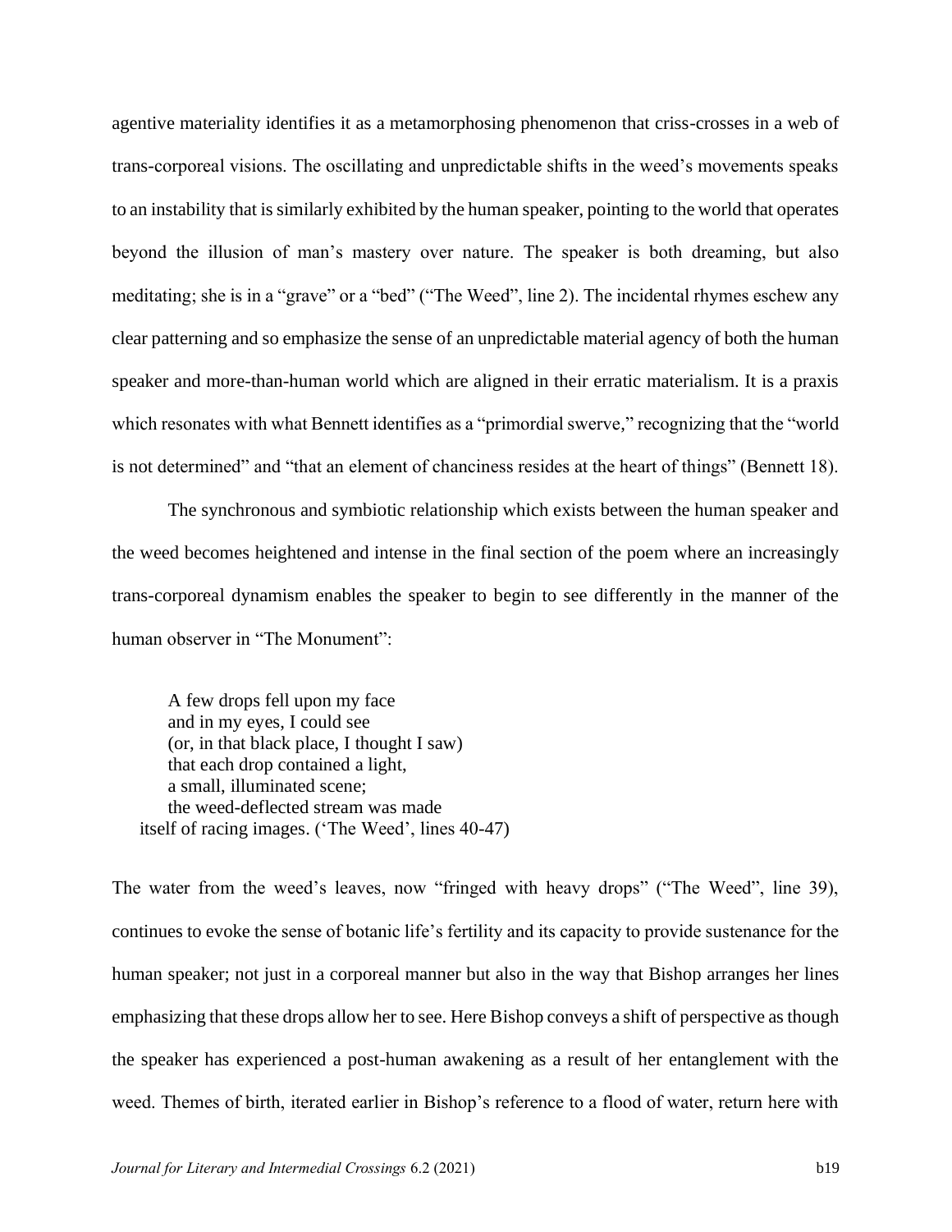agentive materiality identifies it as a metamorphosing phenomenon that criss-crosses in a web of trans-corporeal visions. The oscillating and unpredictable shifts in the weed's movements speaks to an instability that is similarly exhibited by the human speaker, pointing to the world that operates beyond the illusion of man's mastery over nature. The speaker is both dreaming, but also meditating; she is in a "grave" or a "bed" ("The Weed", line 2). The incidental rhymes eschew any clear patterning and so emphasize the sense of an unpredictable material agency of both the human speaker and more-than-human world which are aligned in their erratic materialism. It is a praxis which resonates with what Bennett identifies as a "primordial swerve," recognizing that the "world is not determined" and "that an element of chanciness resides at the heart of things" (Bennett 18).

The synchronous and symbiotic relationship which exists between the human speaker and the weed becomes heightened and intense in the final section of the poem where an increasingly trans-corporeal dynamism enables the speaker to begin to see differently in the manner of the human observer in "The Monument":

> A few drops fell upon my face
> and in my eyes, I could see
> (or, in that black place, I thought I saw)
> that each drop contained a light,
> a small, illuminated scene;
> the weed-deflected stream was made
> itself of racing images. ('The Weed', lines 40-47)

The water from the weed's leaves, now "fringed with heavy drops" ("The Weed", line 39), continues to evoke the sense of botanic life's fertility and its capacity to provide sustenance for the human speaker; not just in a corporeal manner but also in the way that Bishop arranges her lines emphasizing that these drops allow her to see. Here Bishop conveys a shift of perspective as though the speaker has experienced a post-human awakening as a result of her entanglement with the weed. Themes of birth, iterated earlier in Bishop's reference to a flood of water, return here with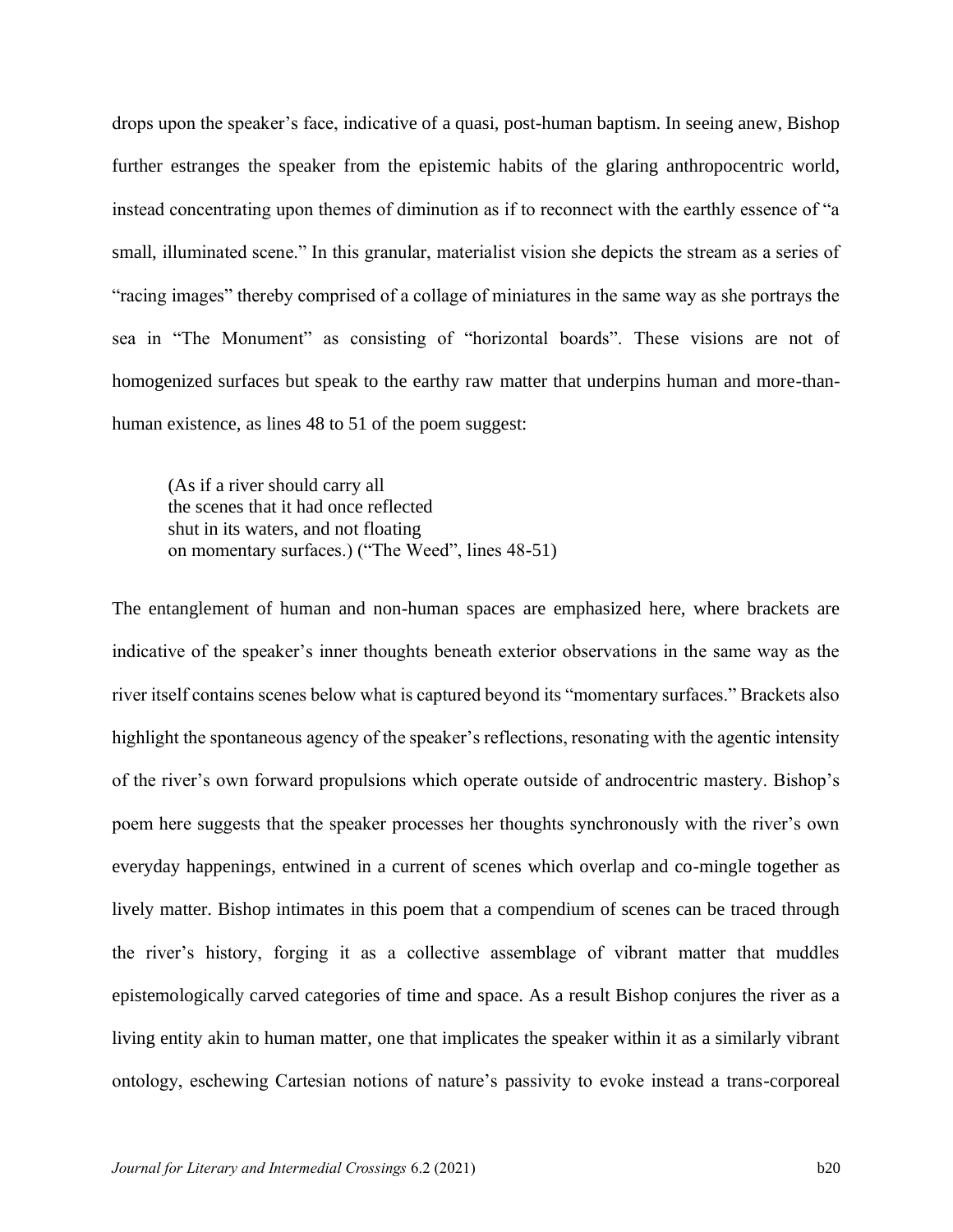drops upon the speaker's face, indicative of a quasi, post-human baptism. In seeing anew, Bishop further estranges the speaker from the epistemic habits of the glaring anthropocentric world, instead concentrating upon themes of diminution as if to reconnect with the earthly essence of "a small, illuminated scene." In this granular, materialist vision she depicts the stream as a series of "racing images" thereby comprised of a collage of miniatures in the same way as she portrays the sea in "The Monument" as consisting of "horizontal boards". These visions are not of homogenized surfaces but speak to the earthy raw matter that underpins human and more-than-human existence, as lines 48 to 51 of the poem suggest:

> (As if a river should carry all
> the scenes that it had once reflected
> shut in its waters, and not floating
> on momentary surfaces.) ("The Weed", lines 48-51)

The entanglement of human and non-human spaces are emphasized here, where brackets are indicative of the speaker's inner thoughts beneath exterior observations in the same way as the river itself contains scenes below what is captured beyond its "momentary surfaces." Brackets also highlight the spontaneous agency of the speaker's reflections, resonating with the agentic intensity of the river's own forward propulsions which operate outside of androcentric mastery. Bishop's poem here suggests that the speaker processes her thoughts synchronously with the river's own everyday happenings, entwined in a current of scenes which overlap and co-mingle together as lively matter. Bishop intimates in this poem that a compendium of scenes can be traced through the river's history, forging it as a collective assemblage of vibrant matter that muddles epistemologically carved categories of time and space. As a result Bishop conjures the river as a living entity akin to human matter, one that implicates the speaker within it as a similarly vibrant ontology, eschewing Cartesian notions of nature's passivity to evoke instead a trans-corporeal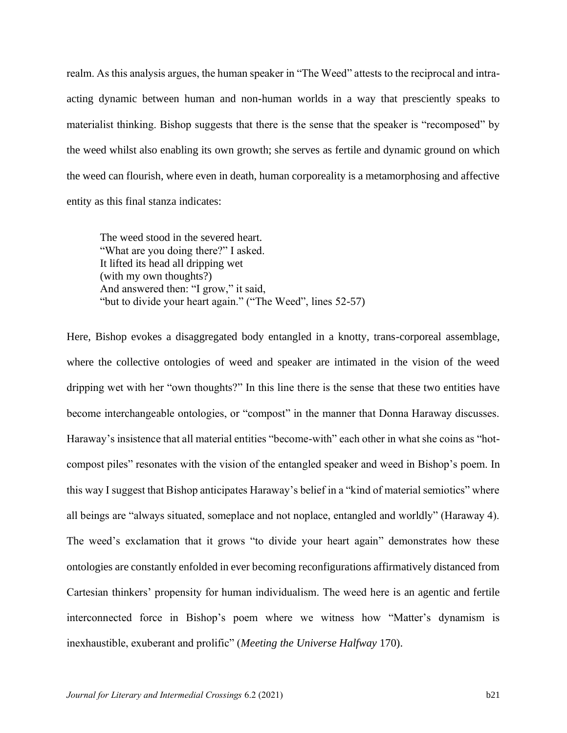realm. As this analysis argues, the human speaker in "The Weed" attests to the reciprocal and intra-acting dynamic between human and non-human worlds in a way that presciently speaks to materialist thinking. Bishop suggests that there is the sense that the speaker is "recomposed" by the weed whilst also enabling its own growth; she serves as fertile and dynamic ground on which the weed can flourish, where even in death, human corporeality is a metamorphosing and affective entity as this final stanza indicates:

> The weed stood in the severed heart.
> "What are you doing there?" I asked.
> It lifted its head all dripping wet
> (with my own thoughts?)
> And answered then: "I grow," it said,
> "but to divide your heart again." ("The Weed", lines 52-57)

Here, Bishop evokes a disaggregated body entangled in a knotty, trans-corporeal assemblage, where the collective ontologies of weed and speaker are intimated in the vision of the weed dripping wet with her "own thoughts?" In this line there is the sense that these two entities have become interchangeable ontologies, or "compost" in the manner that Donna Haraway discusses. Haraway's insistence that all material entities "become-with" each other in what she coins as "hot-compost piles" resonates with the vision of the entangled speaker and weed in Bishop's poem. In this way I suggest that Bishop anticipates Haraway's belief in a "kind of material semiotics" where all beings are "always situated, someplace and not noplace, entangled and worldly" (Haraway 4). The weed's exclamation that it grows "to divide your heart again" demonstrates how these ontologies are constantly enfolded in ever becoming reconfigurations affirmatively distanced from Cartesian thinkers' propensity for human individualism. The weed here is an agentic and fertile interconnected force in Bishop's poem where we witness how "Matter's dynamism is inexhaustible, exuberant and prolific" (*Meeting the Universe Halfway* 170).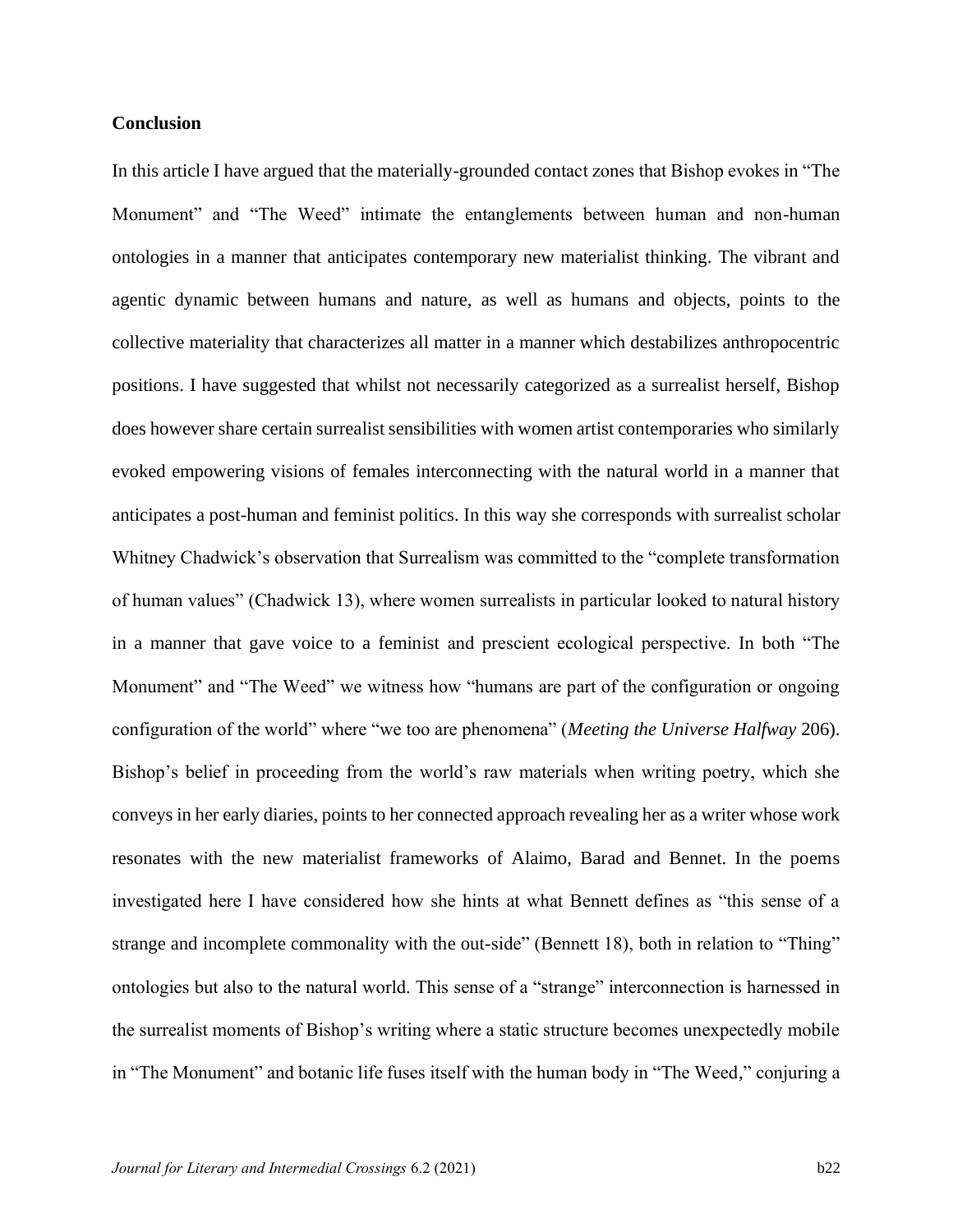## Conclusion

In this article I have argued that the materially-grounded contact zones that Bishop evokes in "The Monument" and "The Weed" intimate the entanglements between human and non-human ontologies in a manner that anticipates contemporary new materialist thinking. The vibrant and agentic dynamic between humans and nature, as well as humans and objects, points to the collective materiality that characterizes all matter in a manner which destabilizes anthropocentric positions. I have suggested that whilst not necessarily categorized as a surrealist herself, Bishop does however share certain surrealist sensibilities with women artist contemporaries who similarly evoked empowering visions of females interconnecting with the natural world in a manner that anticipates a post-human and feminist politics. In this way she corresponds with surrealist scholar Whitney Chadwick's observation that Surrealism was committed to the "complete transformation of human values" (Chadwick 13), where women surrealists in particular looked to natural history in a manner that gave voice to a feminist and prescient ecological perspective. In both "The Monument" and "The Weed" we witness how "humans are part of the configuration or ongoing configuration of the world" where "we too are phenomena" (*Meeting the Universe Halfway* 206). Bishop's belief in proceeding from the world's raw materials when writing poetry, which she conveys in her early diaries, points to her connected approach revealing her as a writer whose work resonates with the new materialist frameworks of Alaimo, Barad and Bennet. In the poems investigated here I have considered how she hints at what Bennett defines as "this sense of a strange and incomplete commonality with the out-side" (Bennett 18), both in relation to "Thing" ontologies but also to the natural world. This sense of a "strange" interconnection is harnessed in the surrealist moments of Bishop's writing where a static structure becomes unexpectedly mobile in "The Monument" and botanic life fuses itself with the human body in "The Weed," conjuring a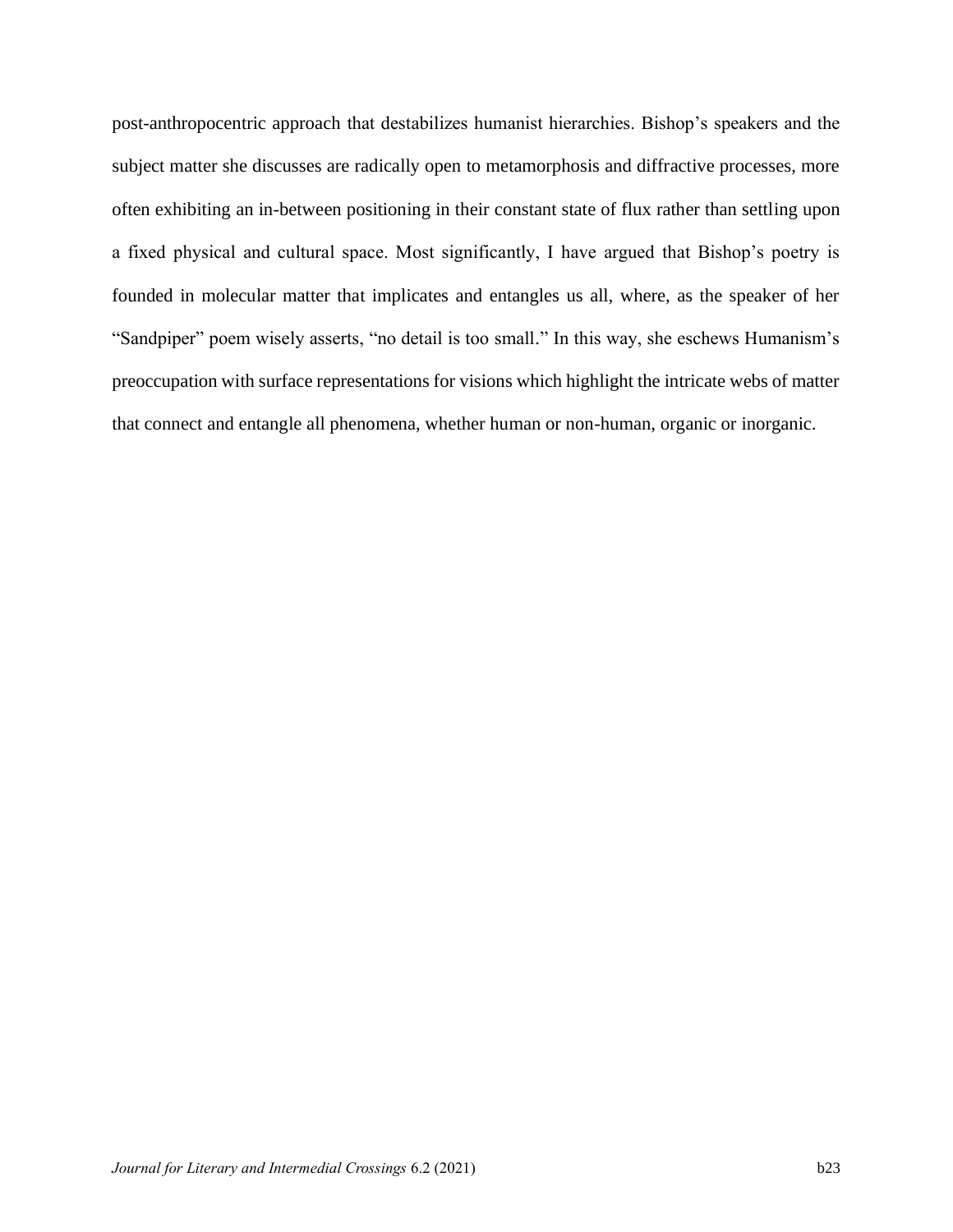post-anthropocentric approach that destabilizes humanist hierarchies. Bishop's speakers and the subject matter she discusses are radically open to metamorphosis and diffractive processes, more often exhibiting an in-between positioning in their constant state of flux rather than settling upon a fixed physical and cultural space. Most significantly, I have argued that Bishop's poetry is founded in molecular matter that implicates and entangles us all, where, as the speaker of her "Sandpiper" poem wisely asserts, "no detail is too small." In this way, she eschews Humanism's preoccupation with surface representations for visions which highlight the intricate webs of matter that connect and entangle all phenomena, whether human or non-human, organic or inorganic.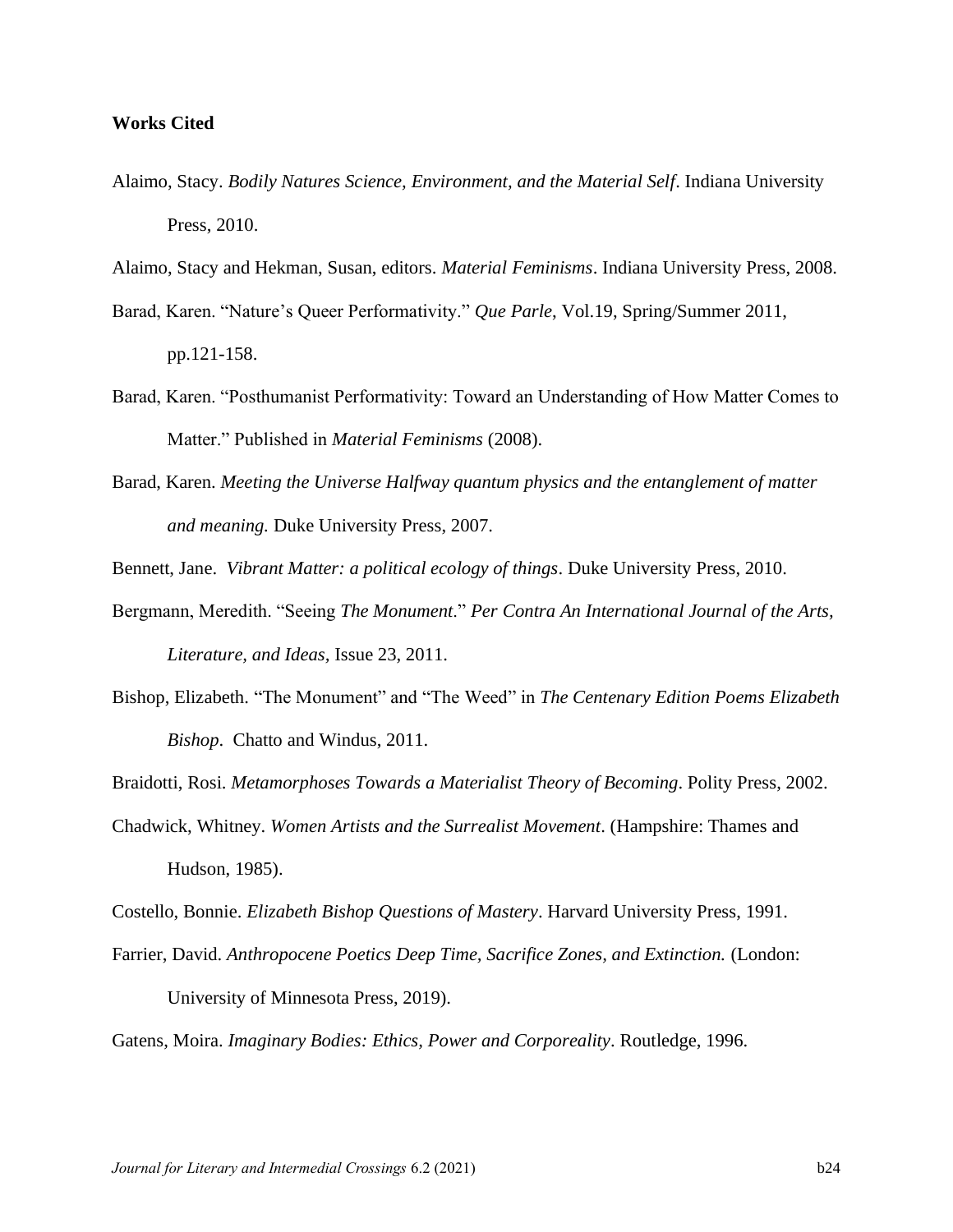**Works Cited**

Alaimo, Stacy. *Bodily Natures Science, Environment, and the Material Self*. Indiana University Press, 2010.

Alaimo, Stacy and Hekman, Susan, editors. *Material Feminisms*. Indiana University Press, 2008.

Barad, Karen. "Nature's Queer Performativity." *Que Parle*, Vol.19, Spring/Summer 2011, pp.121-158.

Barad, Karen. "Posthumanist Performativity: Toward an Understanding of How Matter Comes to Matter." Published in *Material Feminisms* (2008).

Barad, Karen. *Meeting the Universe Halfway quantum physics and the entanglement of matter and meaning.* Duke University Press, 2007.

Bennett, Jane. *Vibrant Matter: a political ecology of things*. Duke University Press, 2010.

Bergmann, Meredith. "Seeing *The Monument*." *Per Contra An International Journal of the Arts, Literature, and Ideas,* Issue 23, 2011.

Bishop, Elizabeth. "The Monument" and "The Weed" in *The Centenary Edition Poems Elizabeth Bishop*. Chatto and Windus, 2011.

Braidotti, Rosi. *Metamorphoses Towards a Materialist Theory of Becoming*. Polity Press, 2002.

Chadwick, Whitney. *Women Artists and the Surrealist Movement*. (Hampshire: Thames and Hudson, 1985).

Costello, Bonnie. *Elizabeth Bishop Questions of Mastery*. Harvard University Press, 1991.

Farrier, David. *Anthropocene Poetics Deep Time, Sacrifice Zones, and Extinction.* (London: University of Minnesota Press, 2019).

Gatens, Moira. *Imaginary Bodies: Ethics, Power and Corporeality*. Routledge, 1996.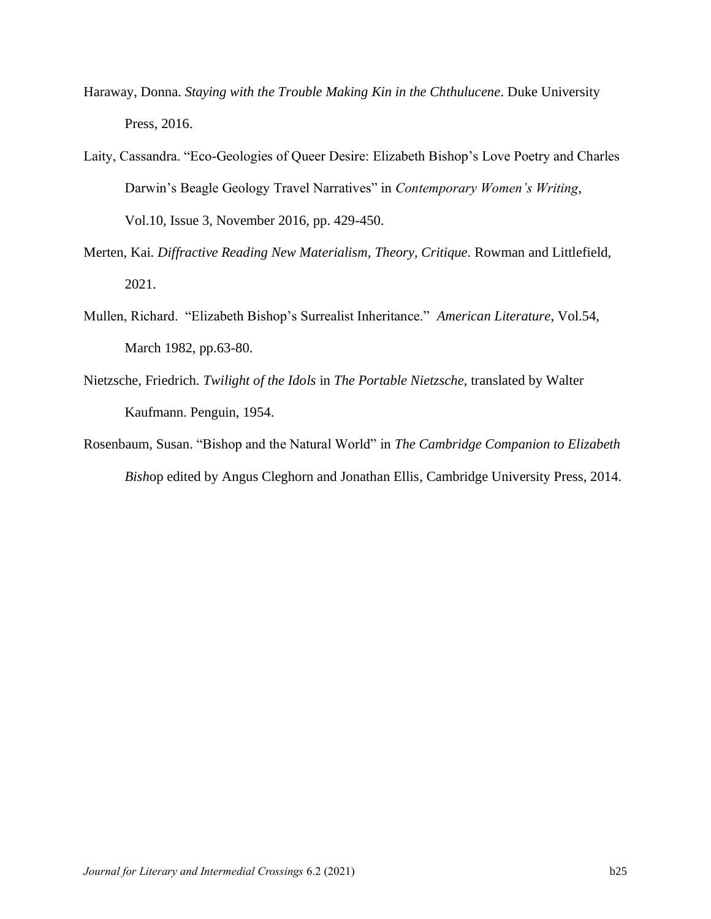Haraway, Donna. *Staying with the Trouble Making Kin in the Chthulucene*. Duke University Press, 2016.

Laity, Cassandra. "Eco-Geologies of Queer Desire: Elizabeth Bishop's Love Poetry and Charles Darwin's Beagle Geology Travel Narratives" in *Contemporary Women's Writing*, Vol.10, Issue 3, November 2016, pp. 429-450.

Merten, Kai. *Diffractive Reading New Materialism, Theory, Critique*. Rowman and Littlefield, 2021.

Mullen, Richard. "Elizabeth Bishop's Surrealist Inheritance." *American Literature*, Vol.54, March 1982, pp.63-80.

Nietzsche, Friedrich. *Twilight of the Idols* in *The Portable Nietzsche*, translated by Walter Kaufmann. Penguin, 1954.

Rosenbaum, Susan. "Bishop and the Natural World" in *The Cambridge Companion to Elizabeth Bishop* edited by Angus Cleghorn and Jonathan Ellis, Cambridge University Press, 2014.